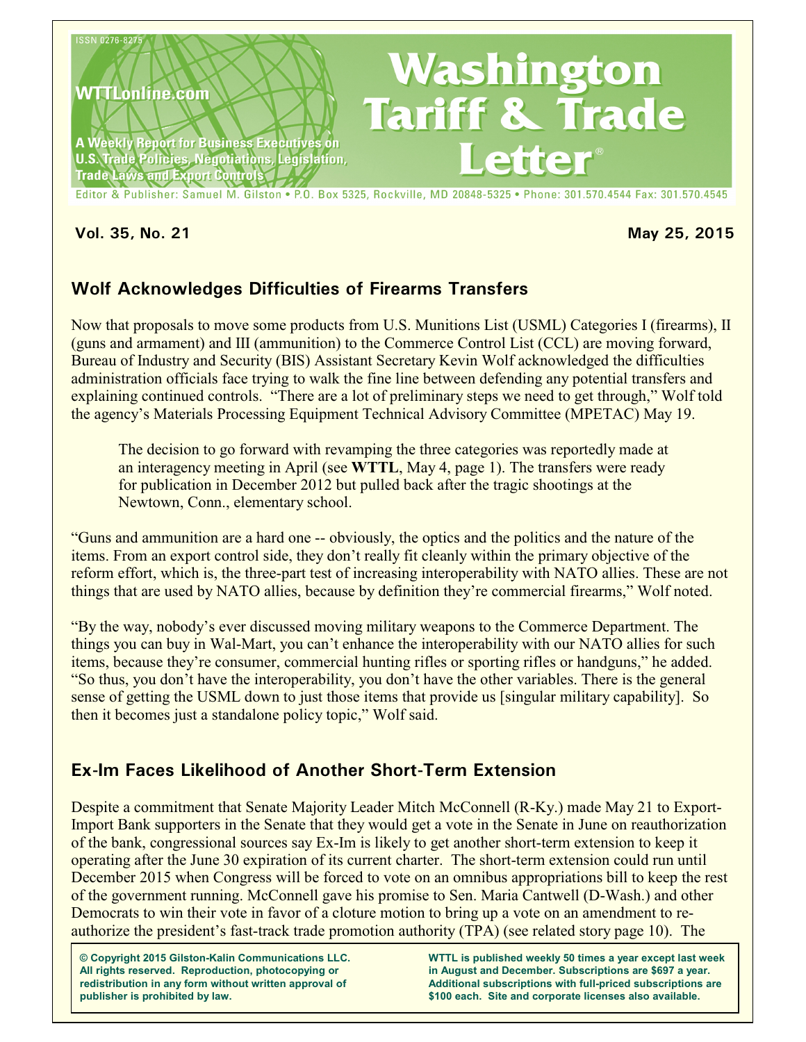ISSN 0276-8275

WTTLonline.com

A Weekly Report for Business Executives on U.S. Trade Policies, Negotiations, Legislation, Trade Laws and Export Controls

# Washington Tariff & Trade Letter®

Editor & Publisher: Samuel M. Gilston • P.O. Box 5325, Rockville, MD 20848-5325 • Phone: 301.570.4544 Fax: 301.570.4545

**Vol. 35, No. 21** **May 25, 2015**

## Wolf Acknowledges Difficulties of Firearms Transfers

Now that proposals to move some products from U.S. Munitions List (USML) Categories I (firearms), II (guns and armament) and III (ammunition) to the Commerce Control List (CCL) are moving forward, Bureau of Industry and Security (BIS) Assistant Secretary Kevin Wolf acknowledged the difficulties administration officials face trying to walk the fine line between defending any potential transfers and explaining continued controls. "There are a lot of preliminary steps we need to get through," Wolf told the agency's Materials Processing Equipment Technical Advisory Committee (MPETAC) May 19.

> The decision to go forward with revamping the three categories was reportedly made at an interagency meeting in April (see **WTTL**, May 4, page 1). The transfers were ready for publication in December 2012 but pulled back after the tragic shootings at the Newtown, Conn., elementary school.

"Guns and ammunition are a hard one -- obviously, the optics and the politics and the nature of the items. From an export control side, they don't really fit cleanly within the primary objective of the reform effort, which is, the three-part test of increasing interoperability with NATO allies. These are not things that are used by NATO allies, because by definition they're commercial firearms," Wolf noted.

"By the way, nobody's ever discussed moving military weapons to the Commerce Department. The things you can buy in Wal-Mart, you can't enhance the interoperability with our NATO allies for such items, because they're consumer, commercial hunting rifles or sporting rifles or handguns," he added. "So thus, you don't have the interoperability, you don't have the other variables. There is the general sense of getting the USML down to just those items that provide us [singular military capability]. So then it becomes just a standalone policy topic," Wolf said.

## Ex-Im Faces Likelihood of Another Short-Term Extension

Despite a commitment that Senate Majority Leader Mitch McConnell (R-Ky.) made May 21 to Export-Import Bank supporters in the Senate that they would get a vote in the Senate in June on reauthorization of the bank, congressional sources say Ex-Im is likely to get another short-term extension to keep it operating after the June 30 expiration of its current charter. The short-term extension could run until December 2015 when Congress will be forced to vote on an omnibus appropriations bill to keep the rest of the government running. McConnell gave his promise to Sen. Maria Cantwell (D-Wash.) and other Democrats to win their vote in favor of a cloture motion to bring up a vote on an amendment to re-authorize the president's fast-track trade promotion authority (TPA) (see related story page 10). The

**© Copyright 2015 Gilston-Kalin Communications LLC. All rights reserved. Reproduction, photocopying or redistribution in any form without written approval of publisher is prohibited by law.**

**WTTL is published weekly 50 times a year except last week in August and December. Subscriptions are $697 a year. Additional subscriptions with full-priced subscriptions are $100 each. Site and corporate licenses also available.**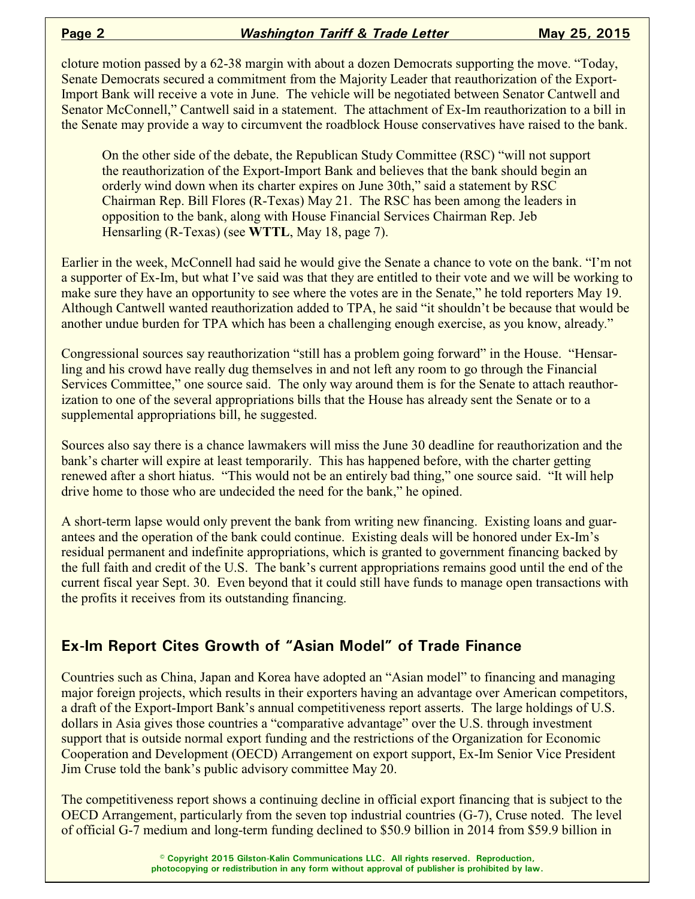cloture motion passed by a 62-38 margin with about a dozen Democrats supporting the move. "Today, Senate Democrats secured a commitment from the Majority Leader that reauthorization of the Export-Import Bank will receive a vote in June. The vehicle will be negotiated between Senator Cantwell and Senator McConnell," Cantwell said in a statement. The attachment of Ex-Im reauthorization to a bill in the Senate may provide a way to circumvent the roadblock House conservatives have raised to the bank.

> On the other side of the debate, the Republican Study Committee (RSC) "will not support the reauthorization of the Export-Import Bank and believes that the bank should begin an orderly wind down when its charter expires on June 30th," said a statement by RSC Chairman Rep. Bill Flores (R-Texas) May 21. The RSC has been among the leaders in opposition to the bank, along with House Financial Services Chairman Rep. Jeb Hensarling (R-Texas) (see **WTTL**, May 18, page 7).

Earlier in the week, McConnell had said he would give the Senate a chance to vote on the bank. "I'm not a supporter of Ex-Im, but what I've said was that they are entitled to their vote and we will be working to make sure they have an opportunity to see where the votes are in the Senate," he told reporters May 19. Although Cantwell wanted reauthorization added to TPA, he said "it shouldn't be because that would be another undue burden for TPA which has been a challenging enough exercise, as you know, already."

Congressional sources say reauthorization "still has a problem going forward" in the House. "Hensarling and his crowd have really dug themselves in and not left any room to go through the Financial Services Committee," one source said. The only way around them is for the Senate to attach reauthorization to one of the several appropriations bills that the House has already sent the Senate or to a supplemental appropriations bill, he suggested.

Sources also say there is a chance lawmakers will miss the June 30 deadline for reauthorization and the bank's charter will expire at least temporarily. This has happened before, with the charter getting renewed after a short hiatus. "This would not be an entirely bad thing," one source said. "It will help drive home to those who are undecided the need for the bank," he opined.

A short-term lapse would only prevent the bank from writing new financing. Existing loans and guarantees and the operation of the bank could continue. Existing deals will be honored under Ex-Im's residual permanent and indefinite appropriations, which is granted to government financing backed by the full faith and credit of the U.S. The bank's current appropriations remains good until the end of the current fiscal year Sept. 30. Even beyond that it could still have funds to manage open transactions with the profits it receives from its outstanding financing.

## Ex-Im Report Cites Growth of "Asian Model" of Trade Finance

Countries such as China, Japan and Korea have adopted an "Asian model" to financing and managing major foreign projects, which results in their exporters having an advantage over American competitors, a draft of the Export-Import Bank's annual competitiveness report asserts. The large holdings of U.S. dollars in Asia gives those countries a "comparative advantage" over the U.S. through investment support that is outside normal export funding and the restrictions of the Organization for Economic Cooperation and Development (OECD) Arrangement on export support, Ex-Im Senior Vice President Jim Cruse told the bank's public advisory committee May 20.

The competitiveness report shows a continuing decline in official export financing that is subject to the OECD Arrangement, particularly from the seven top industrial countries (G-7), Cruse noted. The level of official G-7 medium and long-term funding declined to $50.9 billion in 2014 from $59.9 billion in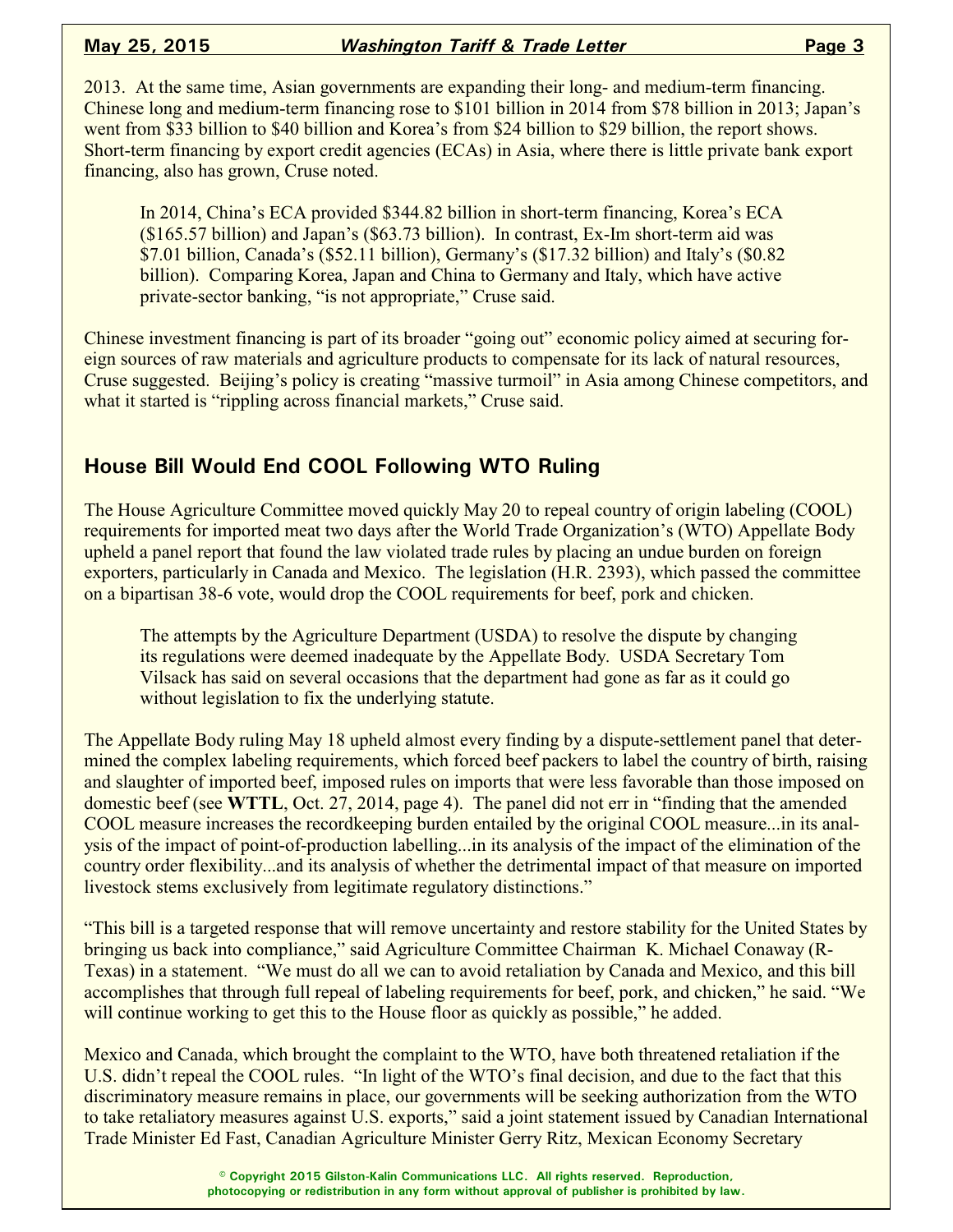2013. At the same time, Asian governments are expanding their long- and medium-term financing. Chinese long and medium-term financing rose to $101 billion in 2014 from $78 billion in 2013; Japan's went from $33 billion to $40 billion and Korea's from $24 billion to $29 billion, the report shows. Short-term financing by export credit agencies (ECAs) in Asia, where there is little private bank export financing, also has grown, Cruse noted.

> In 2014, China's ECA provided $344.82 billion in short-term financing, Korea's ECA ($165.57 billion) and Japan's ($63.73 billion). In contrast, Ex-Im short-term aid was $7.01 billion, Canada's ($52.11 billion), Germany's ($17.32 billion) and Italy's ($0.82 billion). Comparing Korea, Japan and China to Germany and Italy, which have active private-sector banking, "is not appropriate," Cruse said.

Chinese investment financing is part of its broader "going out" economic policy aimed at securing foreign sources of raw materials and agriculture products to compensate for its lack of natural resources, Cruse suggested. Beijing's policy is creating "massive turmoil" in Asia among Chinese competitors, and what it started is "rippling across financial markets," Cruse said.

## House Bill Would End COOL Following WTO Ruling

The House Agriculture Committee moved quickly May 20 to repeal country of origin labeling (COOL) requirements for imported meat two days after the World Trade Organization's (WTO) Appellate Body upheld a panel report that found the law violated trade rules by placing an undue burden on foreign exporters, particularly in Canada and Mexico. The legislation (H.R. 2393), which passed the committee on a bipartisan 38-6 vote, would drop the COOL requirements for beef, pork and chicken.

> The attempts by the Agriculture Department (USDA) to resolve the dispute by changing its regulations were deemed inadequate by the Appellate Body. USDA Secretary Tom Vilsack has said on several occasions that the department had gone as far as it could go without legislation to fix the underlying statute.

The Appellate Body ruling May 18 upheld almost every finding by a dispute-settlement panel that determined the complex labeling requirements, which forced beef packers to label the country of birth, raising and slaughter of imported beef, imposed rules on imports that were less favorable than those imposed on domestic beef (see **WTTL**, Oct. 27, 2014, page 4). The panel did not err in "finding that the amended COOL measure increases the recordkeeping burden entailed by the original COOL measure...in its analysis of the impact of point-of-production labelling...in its analysis of the impact of the elimination of the country order flexibility...and its analysis of whether the detrimental impact of that measure on imported livestock stems exclusively from legitimate regulatory distinctions."

"This bill is a targeted response that will remove uncertainty and restore stability for the United States by bringing us back into compliance," said Agriculture Committee Chairman K. Michael Conaway (R-Texas) in a statement. "We must do all we can to avoid retaliation by Canada and Mexico, and this bill accomplishes that through full repeal of labeling requirements for beef, pork, and chicken," he said. "We will continue working to get this to the House floor as quickly as possible," he added.

Mexico and Canada, which brought the complaint to the WTO, have both threatened retaliation if the U.S. didn't repeal the COOL rules. "In light of the WTO's final decision, and due to the fact that this discriminatory measure remains in place, our governments will be seeking authorization from the WTO to take retaliatory measures against U.S. exports," said a joint statement issued by Canadian International Trade Minister Ed Fast, Canadian Agriculture Minister Gerry Ritz, Mexican Economy Secretary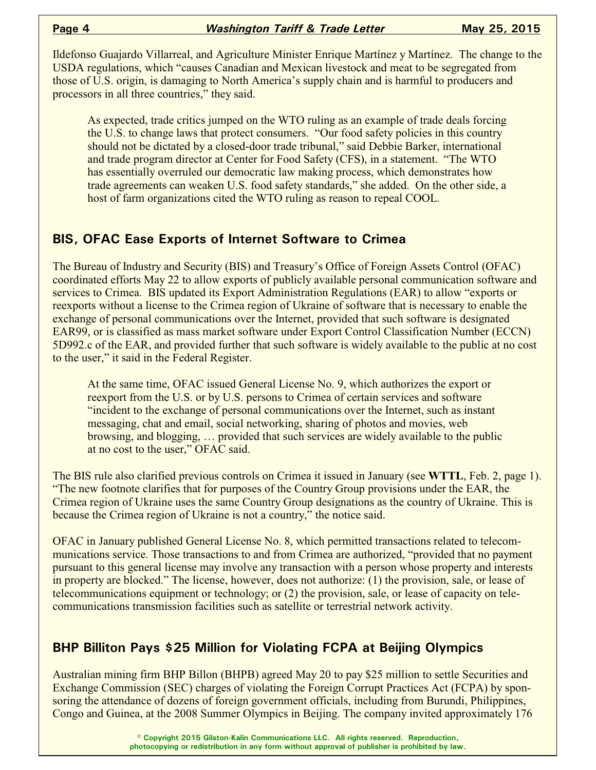Ildefonso Guajardo Villarreal, and Agriculture Minister Enrique Martínez y Martínez. The change to the USDA regulations, which "causes Canadian and Mexican livestock and meat to be segregated from those of U.S. origin, is damaging to North America's supply chain and is harmful to producers and processors in all three countries," they said.

As expected, trade critics jumped on the WTO ruling as an example of trade deals forcing the U.S. to change laws that protect consumers. "Our food safety policies in this country should not be dictated by a closed-door trade tribunal," said Debbie Barker, international and trade program director at Center for Food Safety (CFS), in a statement. "The WTO has essentially overruled our democratic law making process, which demonstrates how trade agreements can weaken U.S. food safety standards," she added. On the other side, a host of farm organizations cited the WTO ruling as reason to repeal COOL.

## BIS, OFAC Ease Exports of Internet Software to Crimea

The Bureau of Industry and Security (BIS) and Treasury's Office of Foreign Assets Control (OFAC) coordinated efforts May 22 to allow exports of publicly available personal communication software and services to Crimea. BIS updated its Export Administration Regulations (EAR) to allow "exports or reexports without a license to the Crimea region of Ukraine of software that is necessary to enable the exchange of personal communications over the Internet, provided that such software is designated EAR99, or is classified as mass market software under Export Control Classification Number (ECCN) 5D992.c of the EAR, and provided further that such software is widely available to the public at no cost to the user," it said in the Federal Register.

At the same time, OFAC issued General License No. 9, which authorizes the export or reexport from the U.S. or by U.S. persons to Crimea of certain services and software "incident to the exchange of personal communications over the Internet, such as instant messaging, chat and email, social networking, sharing of photos and movies, web browsing, and blogging, … provided that such services are widely available to the public at no cost to the user," OFAC said.

The BIS rule also clarified previous controls on Crimea it issued in January (see **WTTL**, Feb. 2, page 1). "The new footnote clarifies that for purposes of the Country Group provisions under the EAR, the Crimea region of Ukraine uses the same Country Group designations as the country of Ukraine. This is because the Crimea region of Ukraine is not a country," the notice said.

OFAC in January published General License No. 8, which permitted transactions related to telecommunications service. Those transactions to and from Crimea are authorized, "provided that no payment pursuant to this general license may involve any transaction with a person whose property and interests in property are blocked." The license, however, does not authorize: (1) the provision, sale, or lease of telecommunications equipment or technology; or (2) the provision, sale, or lease of capacity on telecommunications transmission facilities such as satellite or terrestrial network activity.

## BHP Billiton Pays $25 Million for Violating FCPA at Beijing Olympics

Australian mining firm BHP Billon (BHPB) agreed May 20 to pay $25 million to settle Securities and Exchange Commission (SEC) charges of violating the Foreign Corrupt Practices Act (FCPA) by sponsoring the attendance of dozens of foreign government officials, including from Burundi, Philippines, Congo and Guinea, at the 2008 Summer Olympics in Beijing. The company invited approximately 176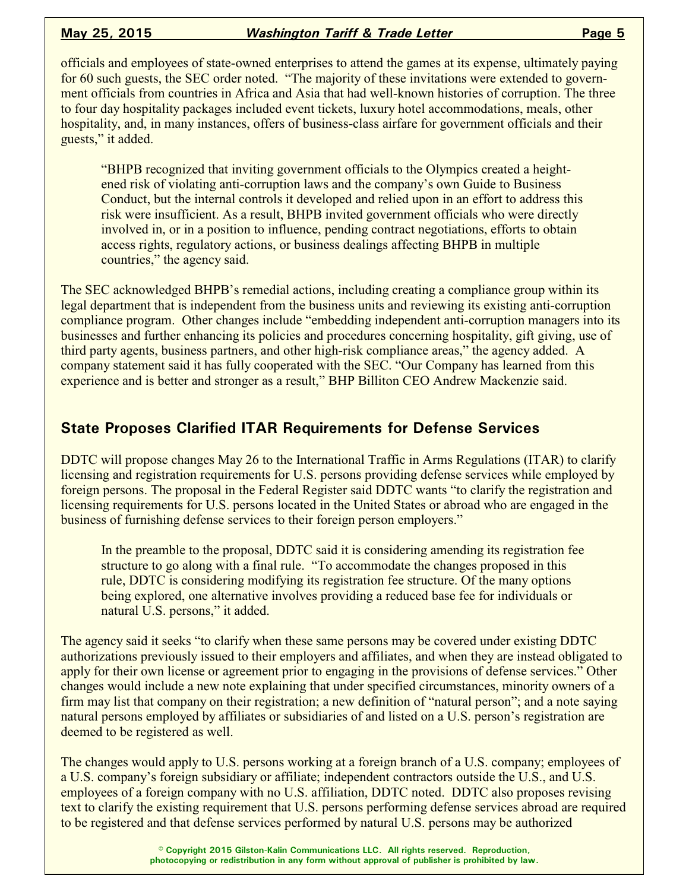officials and employees of state-owned enterprises to attend the games at its expense, ultimately paying for 60 such guests, the SEC order noted. "The majority of these invitations were extended to government officials from countries in Africa and Asia that had well-known histories of corruption. The three to four day hospitality packages included event tickets, luxury hotel accommodations, meals, other hospitality, and, in many instances, offers of business-class airfare for government officials and their guests," it added.

> "BHPB recognized that inviting government officials to the Olympics created a heightened risk of violating anti-corruption laws and the company's own Guide to Business Conduct, but the internal controls it developed and relied upon in an effort to address this risk were insufficient. As a result, BHPB invited government officials who were directly involved in, or in a position to influence, pending contract negotiations, efforts to obtain access rights, regulatory actions, or business dealings affecting BHPB in multiple countries," the agency said.

The SEC acknowledged BHPB's remedial actions, including creating a compliance group within its legal department that is independent from the business units and reviewing its existing anti-corruption compliance program. Other changes include "embedding independent anti-corruption managers into its businesses and further enhancing its policies and procedures concerning hospitality, gift giving, use of third party agents, business partners, and other high-risk compliance areas," the agency added. A company statement said it has fully cooperated with the SEC. "Our Company has learned from this experience and is better and stronger as a result," BHP Billiton CEO Andrew Mackenzie said.

## State Proposes Clarified ITAR Requirements for Defense Services

DDTC will propose changes May 26 to the International Traffic in Arms Regulations (ITAR) to clarify licensing and registration requirements for U.S. persons providing defense services while employed by foreign persons. The proposal in the Federal Register said DDTC wants "to clarify the registration and licensing requirements for U.S. persons located in the United States or abroad who are engaged in the business of furnishing defense services to their foreign person employers."

> In the preamble to the proposal, DDTC said it is considering amending its registration fee structure to go along with a final rule. "To accommodate the changes proposed in this rule, DDTC is considering modifying its registration fee structure. Of the many options being explored, one alternative involves providing a reduced base fee for individuals or natural U.S. persons," it added.

The agency said it seeks "to clarify when these same persons may be covered under existing DDTC authorizations previously issued to their employers and affiliates, and when they are instead obligated to apply for their own license or agreement prior to engaging in the provisions of defense services." Other changes would include a new note explaining that under specified circumstances, minority owners of a firm may list that company on their registration; a new definition of "natural person"; and a note saying natural persons employed by affiliates or subsidiaries of and listed on a U.S. person's registration are deemed to be registered as well.

The changes would apply to U.S. persons working at a foreign branch of a U.S. company; employees of a U.S. company's foreign subsidiary or affiliate; independent contractors outside the U.S., and U.S. employees of a foreign company with no U.S. affiliation, DDTC noted. DDTC also proposes revising text to clarify the existing requirement that U.S. persons performing defense services abroad are required to be registered and that defense services performed by natural U.S. persons may be authorized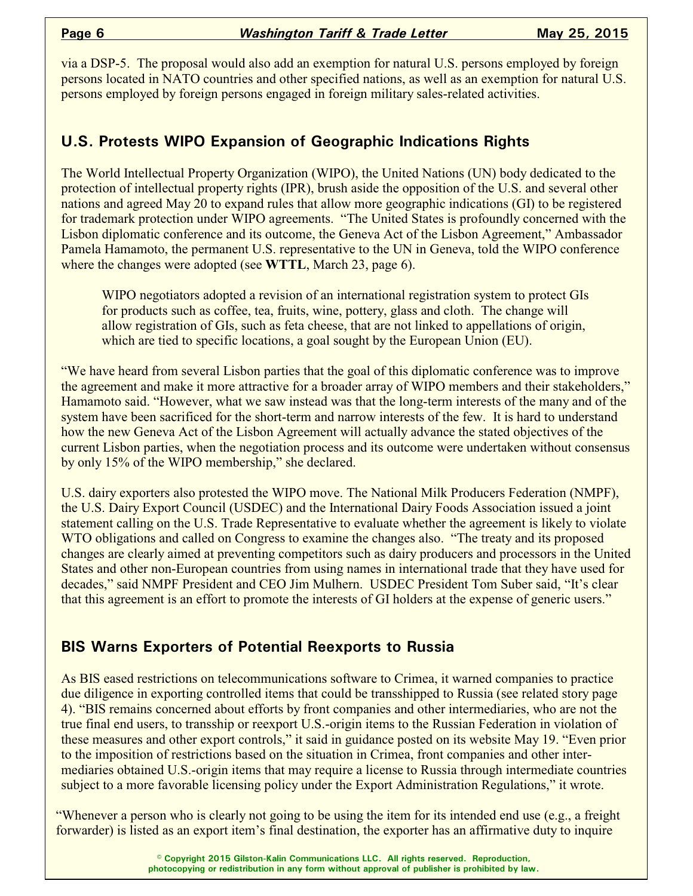via a DSP-5. The proposal would also add an exemption for natural U.S. persons employed by foreign persons located in NATO countries and other specified nations, as well as an exemption for natural U.S. persons employed by foreign persons engaged in foreign military sales-related activities.

## U.S. Protests WIPO Expansion of Geographic Indications Rights

The World Intellectual Property Organization (WIPO), the United Nations (UN) body dedicated to the protection of intellectual property rights (IPR), brush aside the opposition of the U.S. and several other nations and agreed May 20 to expand rules that allow more geographic indications (GI) to be registered for trademark protection under WIPO agreements. "The United States is profoundly concerned with the Lisbon diplomatic conference and its outcome, the Geneva Act of the Lisbon Agreement," Ambassador Pamela Hamamoto, the permanent U.S. representative to the UN in Geneva, told the WIPO conference where the changes were adopted (see **WTTL**, March 23, page 6).

WIPO negotiators adopted a revision of an international registration system to protect GIs for products such as coffee, tea, fruits, wine, pottery, glass and cloth. The change will allow registration of GIs, such as feta cheese, that are not linked to appellations of origin, which are tied to specific locations, a goal sought by the European Union (EU).

"We have heard from several Lisbon parties that the goal of this diplomatic conference was to improve the agreement and make it more attractive for a broader array of WIPO members and their stakeholders," Hamamoto said. "However, what we saw instead was that the long-term interests of the many and of the system have been sacrificed for the short-term and narrow interests of the few. It is hard to understand how the new Geneva Act of the Lisbon Agreement will actually advance the stated objectives of the current Lisbon parties, when the negotiation process and its outcome were undertaken without consensus by only 15% of the WIPO membership," she declared.

U.S. dairy exporters also protested the WIPO move. The National Milk Producers Federation (NMPF), the U.S. Dairy Export Council (USDEC) and the International Dairy Foods Association issued a joint statement calling on the U.S. Trade Representative to evaluate whether the agreement is likely to violate WTO obligations and called on Congress to examine the changes also. "The treaty and its proposed changes are clearly aimed at preventing competitors such as dairy producers and processors in the United States and other non-European countries from using names in international trade that they have used for decades," said NMPF President and CEO Jim Mulhern. USDEC President Tom Suber said, "It's clear that this agreement is an effort to promote the interests of GI holders at the expense of generic users."

## BIS Warns Exporters of Potential Reexports to Russia

As BIS eased restrictions on telecommunications software to Crimea, it warned companies to practice due diligence in exporting controlled items that could be transshipped to Russia (see related story page 4). "BIS remains concerned about efforts by front companies and other intermediaries, who are not the true final end users, to transship or reexport U.S.-origin items to the Russian Federation in violation of these measures and other export controls," it said in guidance posted on its website May 19. "Even prior to the imposition of restrictions based on the situation in Crimea, front companies and other intermediaries obtained U.S.-origin items that may require a license to Russia through intermediate countries subject to a more favorable licensing policy under the Export Administration Regulations," it wrote.

"Whenever a person who is clearly not going to be using the item for its intended end use (e.g., a freight forwarder) is listed as an export item's final destination, the exporter has an affirmative duty to inquire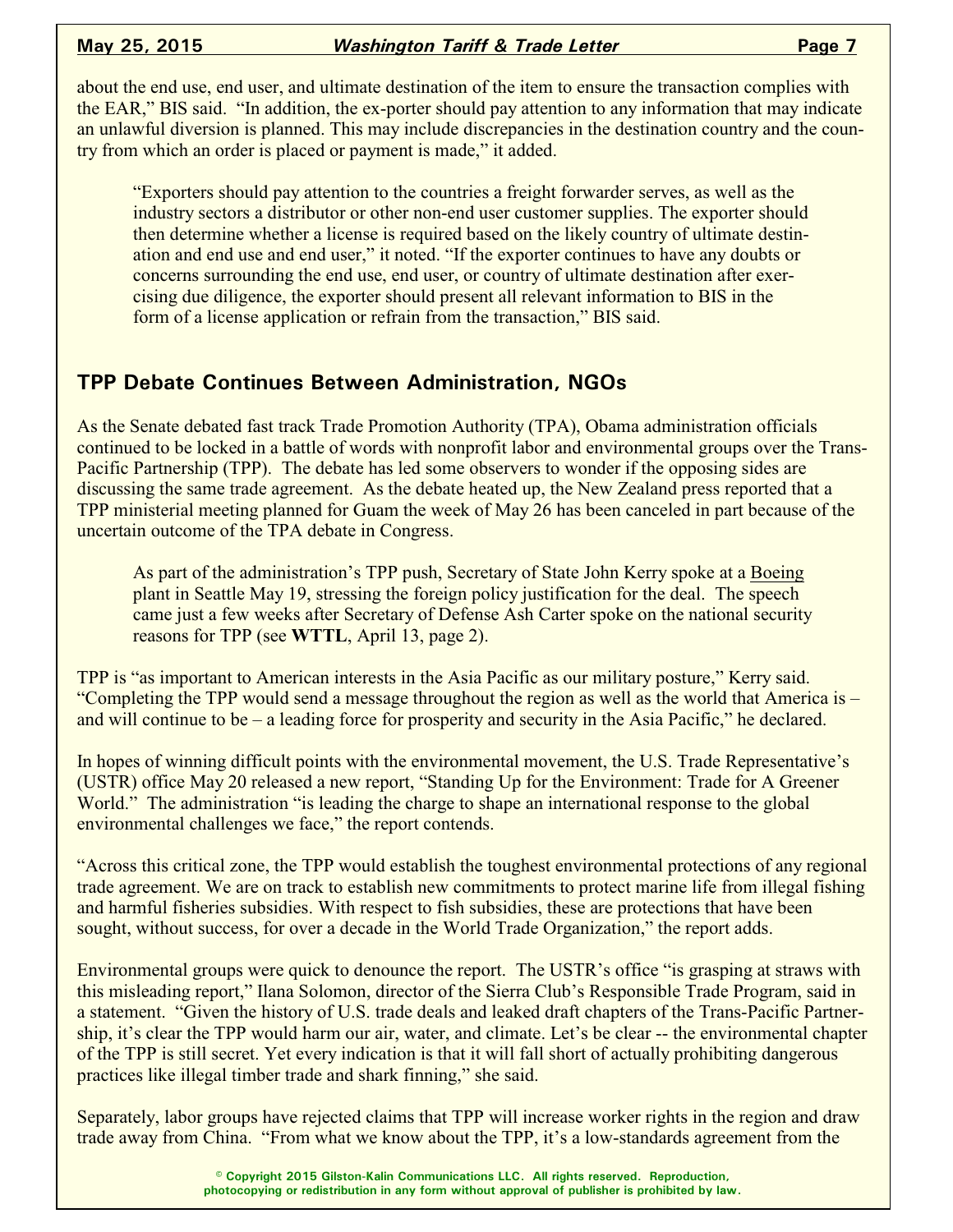about the end use, end user, and ultimate destination of the item to ensure the transaction complies with the EAR," BIS said. "In addition, the ex-porter should pay attention to any information that may indicate an unlawful diversion is planned. This may include discrepancies in the destination country and the country from which an order is placed or payment is made," it added.

> "Exporters should pay attention to the countries a freight forwarder serves, as well as the industry sectors a distributor or other non-end user customer supplies. The exporter should then determine whether a license is required based on the likely country of ultimate destination and end use and end user," it noted. "If the exporter continues to have any doubts or concerns surrounding the end use, end user, or country of ultimate destination after exercising due diligence, the exporter should present all relevant information to BIS in the form of a license application or refrain from the transaction," BIS said.

## TPP Debate Continues Between Administration, NGOs

As the Senate debated fast track Trade Promotion Authority (TPA), Obama administration officials continued to be locked in a battle of words with nonprofit labor and environmental groups over the Trans-Pacific Partnership (TPP). The debate has led some observers to wonder if the opposing sides are discussing the same trade agreement. As the debate heated up, the New Zealand press reported that a TPP ministerial meeting planned for Guam the week of May 26 has been canceled in part because of the uncertain outcome of the TPA debate in Congress.

> As part of the administration's TPP push, Secretary of State John Kerry spoke at a Boeing plant in Seattle May 19, stressing the foreign policy justification for the deal. The speech came just a few weeks after Secretary of Defense Ash Carter spoke on the national security reasons for TPP (see **WTTL**, April 13, page 2).

TPP is "as important to American interests in the Asia Pacific as our military posture," Kerry said. "Completing the TPP would send a message throughout the region as well as the world that America is – and will continue to be – a leading force for prosperity and security in the Asia Pacific," he declared.

In hopes of winning difficult points with the environmental movement, the U.S. Trade Representative's (USTR) office May 20 released a new report, "Standing Up for the Environment: Trade for A Greener World." The administration "is leading the charge to shape an international response to the global environmental challenges we face," the report contends.

"Across this critical zone, the TPP would establish the toughest environmental protections of any regional trade agreement. We are on track to establish new commitments to protect marine life from illegal fishing and harmful fisheries subsidies. With respect to fish subsidies, these are protections that have been sought, without success, for over a decade in the World Trade Organization," the report adds.

Environmental groups were quick to denounce the report. The USTR's office "is grasping at straws with this misleading report," Ilana Solomon, director of the Sierra Club's Responsible Trade Program, said in a statement. "Given the history of U.S. trade deals and leaked draft chapters of the Trans-Pacific Partnership, it's clear the TPP would harm our air, water, and climate. Let's be clear -- the environmental chapter of the TPP is still secret. Yet every indication is that it will fall short of actually prohibiting dangerous practices like illegal timber trade and shark finning," she said.

Separately, labor groups have rejected claims that TPP will increase worker rights in the region and draw trade away from China. "From what we know about the TPP, it's a low-standards agreement from the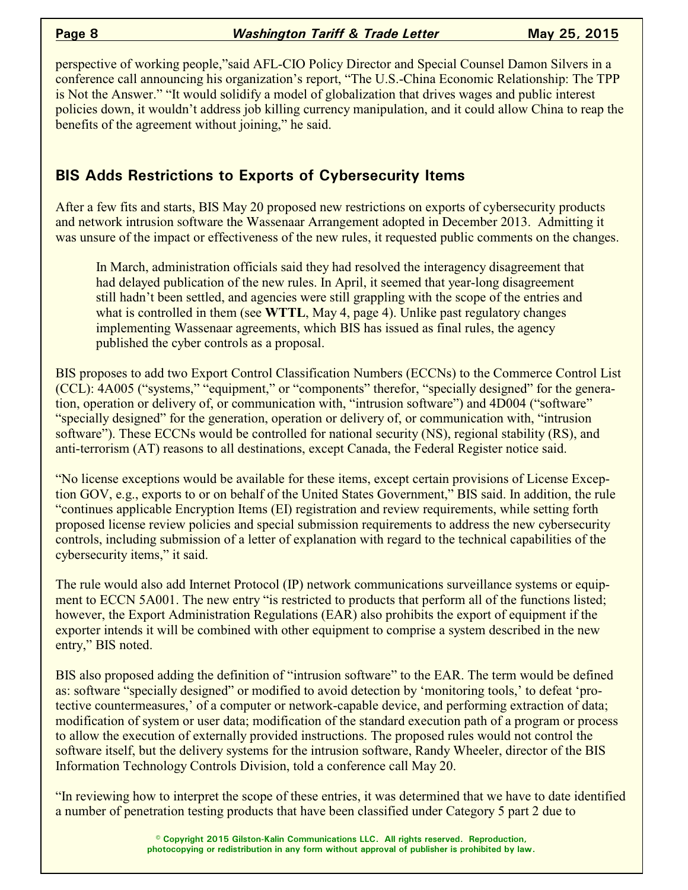perspective of working people,"said AFL-CIO Policy Director and Special Counsel Damon Silvers in a conference call announcing his organization's report, "The U.S.-China Economic Relationship: The TPP is Not the Answer." "It would solidify a model of globalization that drives wages and public interest policies down, it wouldn't address job killing currency manipulation, and it could allow China to reap the benefits of the agreement without joining," he said.

## BIS Adds Restrictions to Exports of Cybersecurity Items

After a few fits and starts, BIS May 20 proposed new restrictions on exports of cybersecurity products and network intrusion software the Wassenaar Arrangement adopted in December 2013. Admitting it was unsure of the impact or effectiveness of the new rules, it requested public comments on the changes.

> In March, administration officials said they had resolved the interagency disagreement that had delayed publication of the new rules. In April, it seemed that year-long disagreement still hadn't been settled, and agencies were still grappling with the scope of the entries and what is controlled in them (see **WTTL**, May 4, page 4). Unlike past regulatory changes implementing Wassenaar agreements, which BIS has issued as final rules, the agency published the cyber controls as a proposal.

BIS proposes to add two Export Control Classification Numbers (ECCNs) to the Commerce Control List (CCL): 4A005 ("systems," "equipment," or "components" therefor, "specially designed" for the generation, operation or delivery of, or communication with, "intrusion software") and 4D004 ("software" "specially designed" for the generation, operation or delivery of, or communication with, "intrusion software"). These ECCNs would be controlled for national security (NS), regional stability (RS), and anti-terrorism (AT) reasons to all destinations, except Canada, the Federal Register notice said.

"No license exceptions would be available for these items, except certain provisions of License Exception GOV, e.g., exports to or on behalf of the United States Government," BIS said. In addition, the rule "continues applicable Encryption Items (EI) registration and review requirements, while setting forth proposed license review policies and special submission requirements to address the new cybersecurity controls, including submission of a letter of explanation with regard to the technical capabilities of the cybersecurity items," it said.

The rule would also add Internet Protocol (IP) network communications surveillance systems or equipment to ECCN 5A001. The new entry "is restricted to products that perform all of the functions listed; however, the Export Administration Regulations (EAR) also prohibits the export of equipment if the exporter intends it will be combined with other equipment to comprise a system described in the new entry," BIS noted.

BIS also proposed adding the definition of "intrusion software" to the EAR. The term would be defined as: software "specially designed" or modified to avoid detection by 'monitoring tools,' to defeat 'protective countermeasures,' of a computer or network-capable device, and performing extraction of data; modification of system or user data; modification of the standard execution path of a program or process to allow the execution of externally provided instructions. The proposed rules would not control the software itself, but the delivery systems for the intrusion software, Randy Wheeler, director of the BIS Information Technology Controls Division, told a conference call May 20.

"In reviewing how to interpret the scope of these entries, it was determined that we have to date identified a number of penetration testing products that have been classified under Category 5 part 2 due to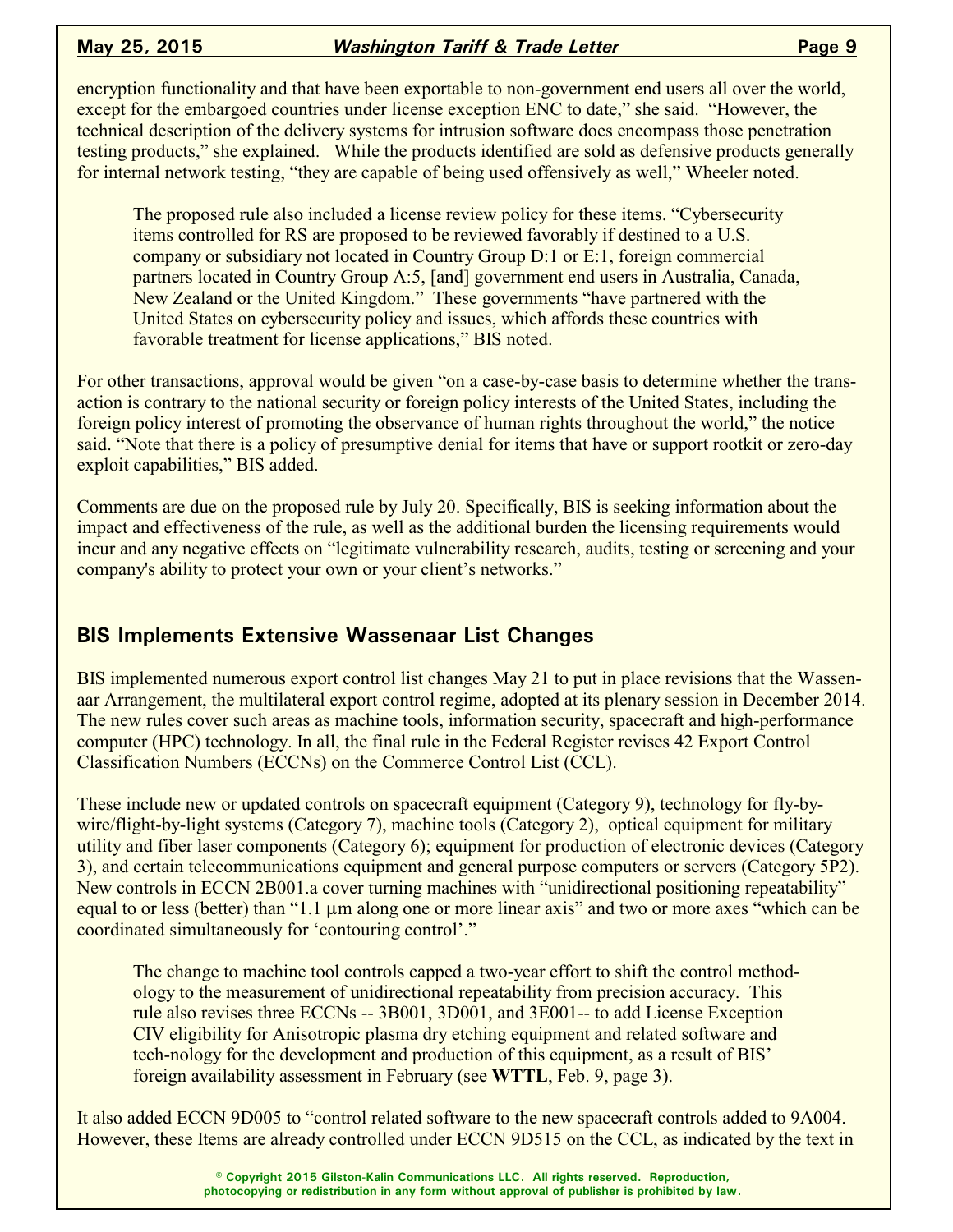encryption functionality and that have been exportable to non-government end users all over the world, except for the embargoed countries under license exception ENC to date," she said. "However, the technical description of the delivery systems for intrusion software does encompass those penetration testing products," she explained. While the products identified are sold as defensive products generally for internal network testing, "they are capable of being used offensively as well," Wheeler noted.

> The proposed rule also included a license review policy for these items. "Cybersecurity items controlled for RS are proposed to be reviewed favorably if destined to a U.S. company or subsidiary not located in Country Group D:1 or E:1, foreign commercial partners located in Country Group A:5, [and] government end users in Australia, Canada, New Zealand or the United Kingdom." These governments "have partnered with the United States on cybersecurity policy and issues, which affords these countries with favorable treatment for license applications," BIS noted.

For other transactions, approval would be given "on a case-by-case basis to determine whether the transaction is contrary to the national security or foreign policy interests of the United States, including the foreign policy interest of promoting the observance of human rights throughout the world," the notice said. "Note that there is a policy of presumptive denial for items that have or support rootkit or zero-day exploit capabilities," BIS added.

Comments are due on the proposed rule by July 20. Specifically, BIS is seeking information about the impact and effectiveness of the rule, as well as the additional burden the licensing requirements would incur and any negative effects on "legitimate vulnerability research, audits, testing or screening and your company's ability to protect your own or your client's networks."

## BIS Implements Extensive Wassenaar List Changes

BIS implemented numerous export control list changes May 21 to put in place revisions that the Wassenaar Arrangement, the multilateral export control regime, adopted at its plenary session in December 2014. The new rules cover such areas as machine tools, information security, spacecraft and high-performance computer (HPC) technology. In all, the final rule in the Federal Register revises 42 Export Control Classification Numbers (ECCNs) on the Commerce Control List (CCL).

These include new or updated controls on spacecraft equipment (Category 9), technology for fly-by-wire/flight-by-light systems (Category 7), machine tools (Category 2), optical equipment for military utility and fiber laser components (Category 6); equipment for production of electronic devices (Category 3), and certain telecommunications equipment and general purpose computers or servers (Category 5P2). New controls in ECCN 2B001.a cover turning machines with "unidirectional positioning repeatability" equal to or less (better) than "1.1 µm along one or more linear axis" and two or more axes "which can be coordinated simultaneously for 'contouring control'."

> The change to machine tool controls capped a two-year effort to shift the control methodology to the measurement of unidirectional repeatability from precision accuracy. This rule also revises three ECCNs -- 3B001, 3D001, and 3E001-- to add License Exception CIV eligibility for Anisotropic plasma dry etching equipment and related software and technology for the development and production of this equipment, as a result of BIS' foreign availability assessment in February (see **WTTL**, Feb. 9, page 3).

It also added ECCN 9D005 to "control related software to the new spacecraft controls added to 9A004. However, these Items are already controlled under ECCN 9D515 on the CCL, as indicated by the text in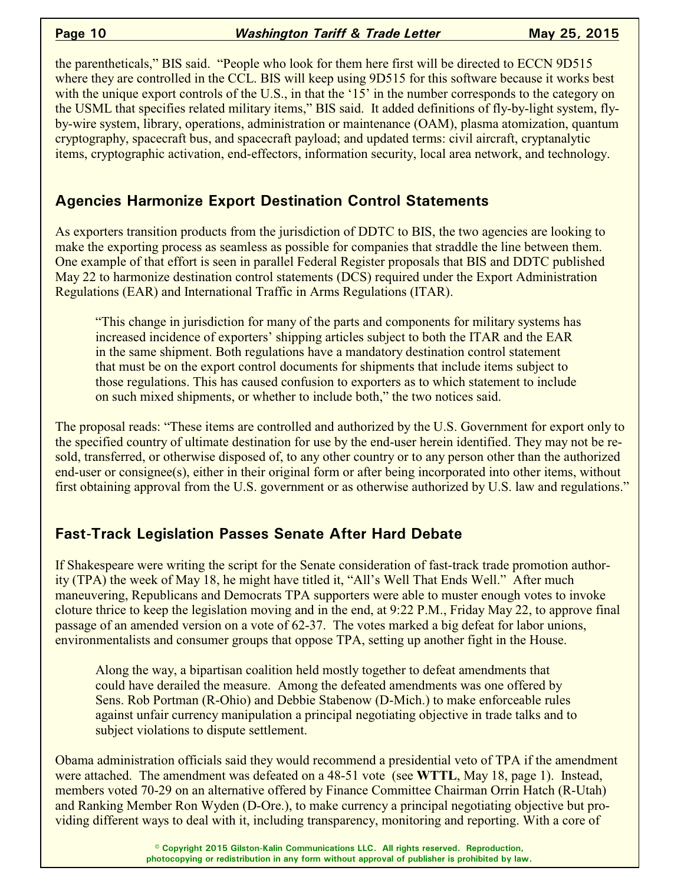the parentheticals," BIS said. "People who look for them here first will be directed to ECCN 9D515 where they are controlled in the CCL. BIS will keep using 9D515 for this software because it works best with the unique export controls of the U.S., in that the '15' in the number corresponds to the category on the USML that specifies related military items," BIS said. It added definitions of fly-by-light system, fly-by-wire system, library, operations, administration or maintenance (OAM), plasma atomization, quantum cryptography, spacecraft bus, and spacecraft payload; and updated terms: civil aircraft, cryptanalytic items, cryptographic activation, end-effectors, information security, local area network, and technology.

## Agencies Harmonize Export Destination Control Statements

As exporters transition products from the jurisdiction of DDTC to BIS, the two agencies are looking to make the exporting process as seamless as possible for companies that straddle the line between them. One example of that effort is seen in parallel Federal Register proposals that BIS and DDTC published May 22 to harmonize destination control statements (DCS) required under the Export Administration Regulations (EAR) and International Traffic in Arms Regulations (ITAR).

> "This change in jurisdiction for many of the parts and components for military systems has increased incidence of exporters' shipping articles subject to both the ITAR and the EAR in the same shipment. Both regulations have a mandatory destination control statement that must be on the export control documents for shipments that include items subject to those regulations. This has caused confusion to exporters as to which statement to include on such mixed shipments, or whether to include both," the two notices said.

The proposal reads: "These items are controlled and authorized by the U.S. Government for export only to the specified country of ultimate destination for use by the end-user herein identified. They may not be resold, transferred, or otherwise disposed of, to any other country or to any person other than the authorized end-user or consignee(s), either in their original form or after being incorporated into other items, without first obtaining approval from the U.S. government or as otherwise authorized by U.S. law and regulations."

## Fast-Track Legislation Passes Senate After Hard Debate

If Shakespeare were writing the script for the Senate consideration of fast-track trade promotion authority (TPA) the week of May 18, he might have titled it, "All's Well That Ends Well." After much maneuvering, Republicans and Democrats TPA supporters were able to muster enough votes to invoke cloture thrice to keep the legislation moving and in the end, at 9:22 P.M., Friday May 22, to approve final passage of an amended version on a vote of 62-37. The votes marked a big defeat for labor unions, environmentalists and consumer groups that oppose TPA, setting up another fight in the House.

> Along the way, a bipartisan coalition held mostly together to defeat amendments that could have derailed the measure. Among the defeated amendments was one offered by Sens. Rob Portman (R-Ohio) and Debbie Stabenow (D-Mich.) to make enforceable rules against unfair currency manipulation a principal negotiating objective in trade talks and to subject violations to dispute settlement.

Obama administration officials said they would recommend a presidential veto of TPA if the amendment were attached. The amendment was defeated on a 48-51 vote (see **WTTL**, May 18, page 1). Instead, members voted 70-29 on an alternative offered by Finance Committee Chairman Orrin Hatch (R-Utah) and Ranking Member Ron Wyden (D-Ore.), to make currency a principal negotiating objective but providing different ways to deal with it, including transparency, monitoring and reporting. With a core of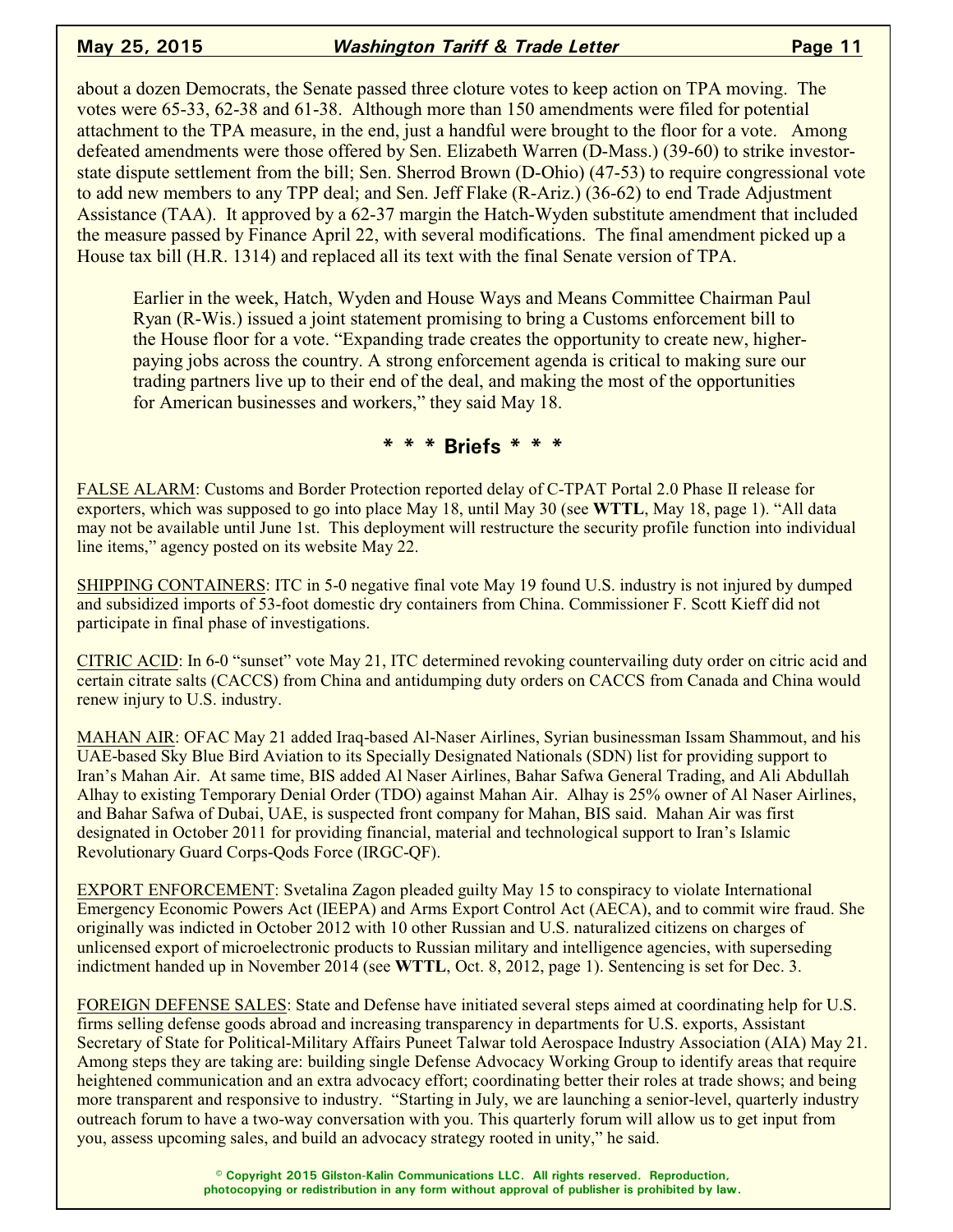about a dozen Democrats, the Senate passed three cloture votes to keep action on TPA moving. The votes were 65-33, 62-38 and 61-38. Although more than 150 amendments were filed for potential attachment to the TPA measure, in the end, just a handful were brought to the floor for a vote. Among defeated amendments were those offered by Sen. Elizabeth Warren (D-Mass.) (39-60) to strike investor-state dispute settlement from the bill; Sen. Sherrod Brown (D-Ohio) (47-53) to require congressional vote to add new members to any TPP deal; and Sen. Jeff Flake (R-Ariz.) (36-62) to end Trade Adjustment Assistance (TAA). It approved by a 62-37 margin the Hatch-Wyden substitute amendment that included the measure passed by Finance April 22, with several modifications. The final amendment picked up a House tax bill (H.R. 1314) and replaced all its text with the final Senate version of TPA.

> Earlier in the week, Hatch, Wyden and House Ways and Means Committee Chairman Paul Ryan (R-Wis.) issued a joint statement promising to bring a Customs enforcement bill to the House floor for a vote. "Expanding trade creates the opportunity to create new, higher-paying jobs across the country. A strong enforcement agenda is critical to making sure our trading partners live up to their end of the deal, and making the most of the opportunities for American businesses and workers," they said May 18.

## * * * Briefs * * *

FALSE ALARM: Customs and Border Protection reported delay of C-TPAT Portal 2.0 Phase II release for exporters, which was supposed to go into place May 18, until May 30 (see **WTTL**, May 18, page 1). "All data may not be available until June 1st. This deployment will restructure the security profile function into individual line items," agency posted on its website May 22.

SHIPPING CONTAINERS: ITC in 5-0 negative final vote May 19 found U.S. industry is not injured by dumped and subsidized imports of 53-foot domestic dry containers from China. Commissioner F. Scott Kieff did not participate in final phase of investigations.

CITRIC ACID: In 6-0 "sunset" vote May 21, ITC determined revoking countervailing duty order on citric acid and certain citrate salts (CACCS) from China and antidumping duty orders on CACCS from Canada and China would renew injury to U.S. industry.

MAHAN AIR: OFAC May 21 added Iraq-based Al-Naser Airlines, Syrian businessman Issam Shammout, and his UAE-based Sky Blue Bird Aviation to its Specially Designated Nationals (SDN) list for providing support to Iran's Mahan Air. At same time, BIS added Al Naser Airlines, Bahar Safwa General Trading, and Ali Abdullah Alhay to existing Temporary Denial Order (TDO) against Mahan Air. Alhay is 25% owner of Al Naser Airlines, and Bahar Safwa of Dubai, UAE, is suspected front company for Mahan, BIS said. Mahan Air was first designated in October 2011 for providing financial, material and technological support to Iran's Islamic Revolutionary Guard Corps-Qods Force (IRGC-QF).

EXPORT ENFORCEMENT: Svetalina Zagon pleaded guilty May 15 to conspiracy to violate International Emergency Economic Powers Act (IEEPA) and Arms Export Control Act (AECA), and to commit wire fraud. She originally was indicted in October 2012 with 10 other Russian and U.S. naturalized citizens on charges of unlicensed export of microelectronic products to Russian military and intelligence agencies, with superseding indictment handed up in November 2014 (see **WTTL**, Oct. 8, 2012, page 1). Sentencing is set for Dec. 3.

FOREIGN DEFENSE SALES: State and Defense have initiated several steps aimed at coordinating help for U.S. firms selling defense goods abroad and increasing transparency in departments for U.S. exports, Assistant Secretary of State for Political-Military Affairs Puneet Talwar told Aerospace Industry Association (AIA) May 21. Among steps they are taking are: building single Defense Advocacy Working Group to identify areas that require heightened communication and an extra advocacy effort; coordinating better their roles at trade shows; and being more transparent and responsive to industry. "Starting in July, we are launching a senior-level, quarterly industry outreach forum to have a two-way conversation with you. This quarterly forum will allow us to get input from you, assess upcoming sales, and build an advocacy strategy rooted in unity," he said.

© Copyright 2015 Gilston-Kalin Communications LLC. All rights reserved. Reproduction, photocopying or redistribution in any form without approval of publisher is prohibited by law.